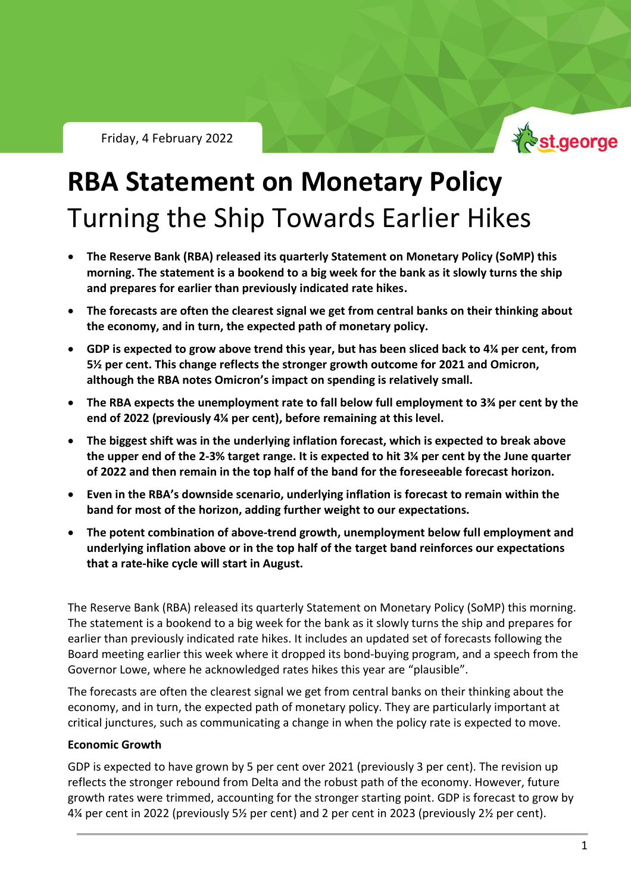Friday, 4 February 2022

# RBA Statement on Monetary Policy

## Turning the Ship Towards Earlier Hikes

- **The Reserve Bank (RBA) released its quarterly Statement on Monetary Policy (SoMP) this morning. The statement is a bookend to a big week for the bank as it slowly turns the ship and prepares for earlier than previously indicated rate hikes.**
- **The forecasts are often the clearest signal we get from central banks on their thinking about the economy, and in turn, the expected path of monetary policy.**
- **GDP is expected to grow above trend this year, but has been sliced back to 4¼ per cent, from 5½ per cent. This change reflects the stronger growth outcome for 2021 and Omicron, although the RBA notes Omicron's impact on spending is relatively small.**
- **The RBA expects the unemployment rate to fall below full employment to 3¾ per cent by the end of 2022 (previously 4¼ per cent), before remaining at this level.**
- **The biggest shift was in the underlying inflation forecast, which is expected to break above the upper end of the 2-3% target range. It is expected to hit 3¼ per cent by the June quarter of 2022 and then remain in the top half of the band for the foreseeable forecast horizon.**
- **Even in the RBA's downside scenario, underlying inflation is forecast to remain within the band for most of the horizon, adding further weight to our expectations.**
- **The potent combination of above-trend growth, unemployment below full employment and underlying inflation above or in the top half of the target band reinforces our expectations that a rate-hike cycle will start in August.**

The Reserve Bank (RBA) released its quarterly Statement on Monetary Policy (SoMP) this morning. The statement is a bookend to a big week for the bank as it slowly turns the ship and prepares for earlier than previously indicated rate hikes. It includes an updated set of forecasts following the Board meeting earlier this week where it dropped its bond-buying program, and a speech from the Governor Lowe, where he acknowledged rates hikes this year are "plausible".

The forecasts are often the clearest signal we get from central banks on their thinking about the economy, and in turn, the expected path of monetary policy. They are particularly important at critical junctures, such as communicating a change in when the policy rate is expected to move.

**Economic Growth**

GDP is expected to have grown by 5 per cent over 2021 (previously 3 per cent). The revision up reflects the stronger rebound from Delta and the robust path of the economy. However, future growth rates were trimmed, accounting for the stronger starting point. GDP is forecast to grow by 4¼ per cent in 2022 (previously 5½ per cent) and 2 per cent in 2023 (previously 2½ per cent).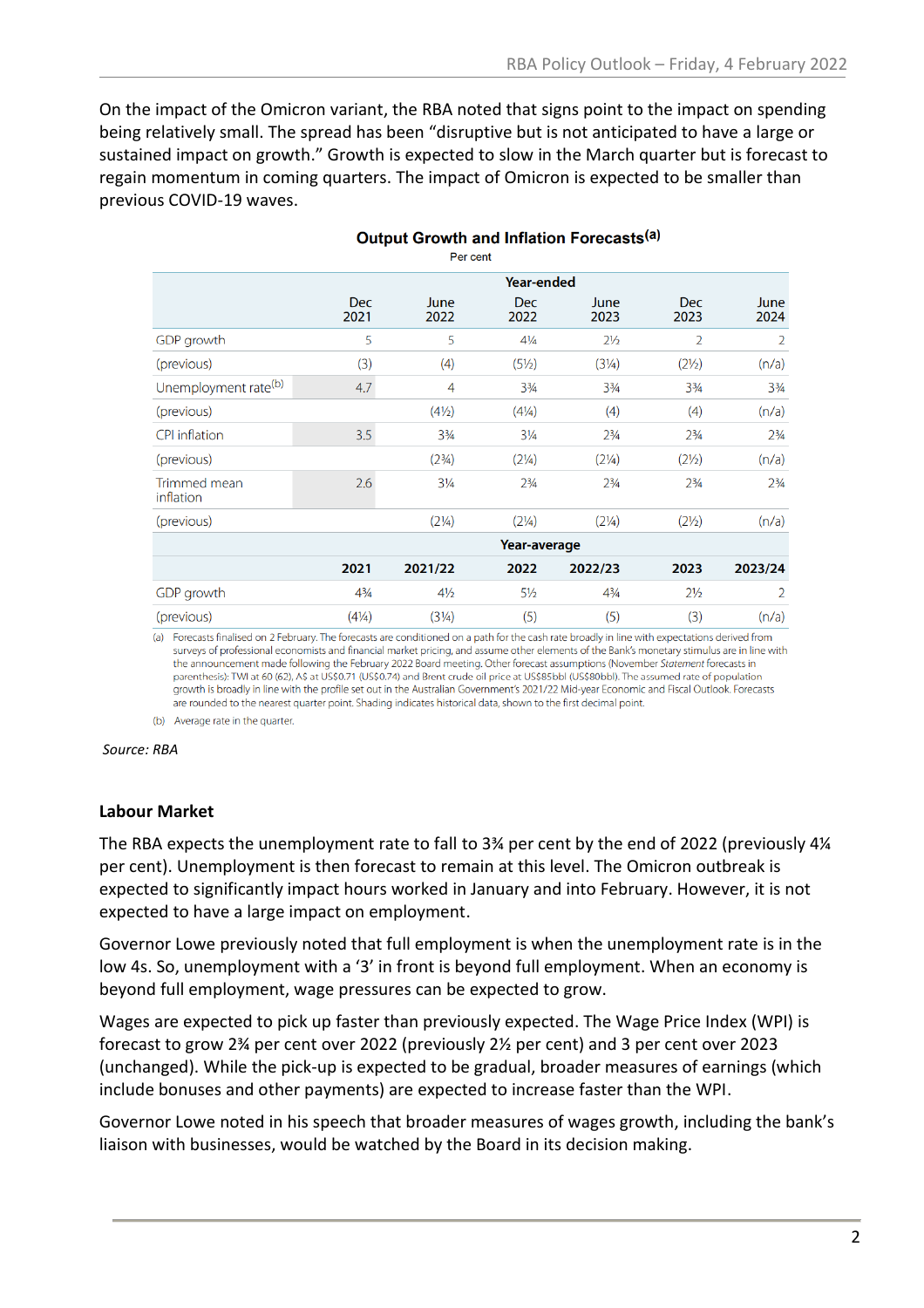On the impact of the Omicron variant, the RBA noted that signs point to the impact on spending being relatively small. The spread has been "disruptive but is not anticipated to have a large or sustained impact on growth." Growth is expected to slow in the March quarter but is forecast to regain momentum in coming quarters. The impact of Omicron is expected to be smaller than previous COVID-19 waves.

**Output Growth and Inflation Forecasts**[(a)]

Per cent

| | Year-ended | | | | | |
|---|---|---|---|---|---|---|
| | Dec 2021 | June 2022 | Dec 2022 | June 2023 | Dec 2023 | June 2024 |
| GDP growth | 5 | 5 | 4¼ | 2½ | 2 | 2 |
| (previous) | (3) | (4) | (5½) | (3¼) | (2½) | (n/a) |
| Unemployment rate[(b)] | 4.7 | 4 | 3¾ | 3¾ | 3¾ | 3¾ |
| (previous) | | (4½) | (4¼) | (4) | (4) | (n/a) |
| CPI inflation | 3.5 | 3¾ | 3¼ | 2¾ | 2¾ | 2¾ |
| (previous) | | (2¾) | (2¼) | (2¼) | (2½) | (n/a) |
| Trimmed mean inflation | 2.6 | 3¼ | 2¾ | 2¾ | 2¾ | 2¾ |
| (previous) | | (2¼) | (2¼) | (2¼) | (2½) | (n/a) |
| | **Year-average** | | | | | |
| | **2021** | **2021/22** | **2022** | **2022/23** | **2023** | **2023/24** |
| GDP growth | 4¾ | 4½ | 5½ | 4¾ | 2½ | 2 |
| (previous) | (4¼) | (3¼) | (5) | (5) | (3) | (n/a) |

(a) Forecasts finalised on 2 February. The forecasts are conditioned on a path for the cash rate broadly in line with expectations derived from surveys of professional economists and financial market pricing, and assume other elements of the Bank's monetary stimulus are in line with the announcement made following the February 2022 Board meeting. Other forecast assumptions (November *Statement* forecasts in parenthesis): TWI at 60 (62), A$ at US$0.71 (US$0.74) and Brent crude oil price at US$85bbl (US$80bbl). The assumed rate of population growth is broadly in line with the profile set out in the Australian Government's 2021/22 Mid-year Economic and Fiscal Outlook. Forecasts are rounded to the nearest quarter point. Shading indicates historical data, shown to the first decimal point.

(b) Average rate in the quarter.

*Source: RBA*

### Labour Market

The RBA expects the unemployment rate to fall to 3¾ per cent by the end of 2022 (previously 4¼ per cent). Unemployment is then forecast to remain at this level. The Omicron outbreak is expected to significantly impact hours worked in January and into February. However, it is not expected to have a large impact on employment.

Governor Lowe previously noted that full employment is when the unemployment rate is in the low 4s. So, unemployment with a '3' in front is beyond full employment. When an economy is beyond full employment, wage pressures can be expected to grow.

Wages are expected to pick up faster than previously expected. The Wage Price Index (WPI) is forecast to grow 2¾ per cent over 2022 (previously 2½ per cent) and 3 per cent over 2023 (unchanged). While the pick-up is expected to be gradual, broader measures of earnings (which include bonuses and other payments) are expected to increase faster than the WPI.

Governor Lowe noted in his speech that broader measures of wages growth, including the bank's liaison with businesses, would be watched by the Board in its decision making.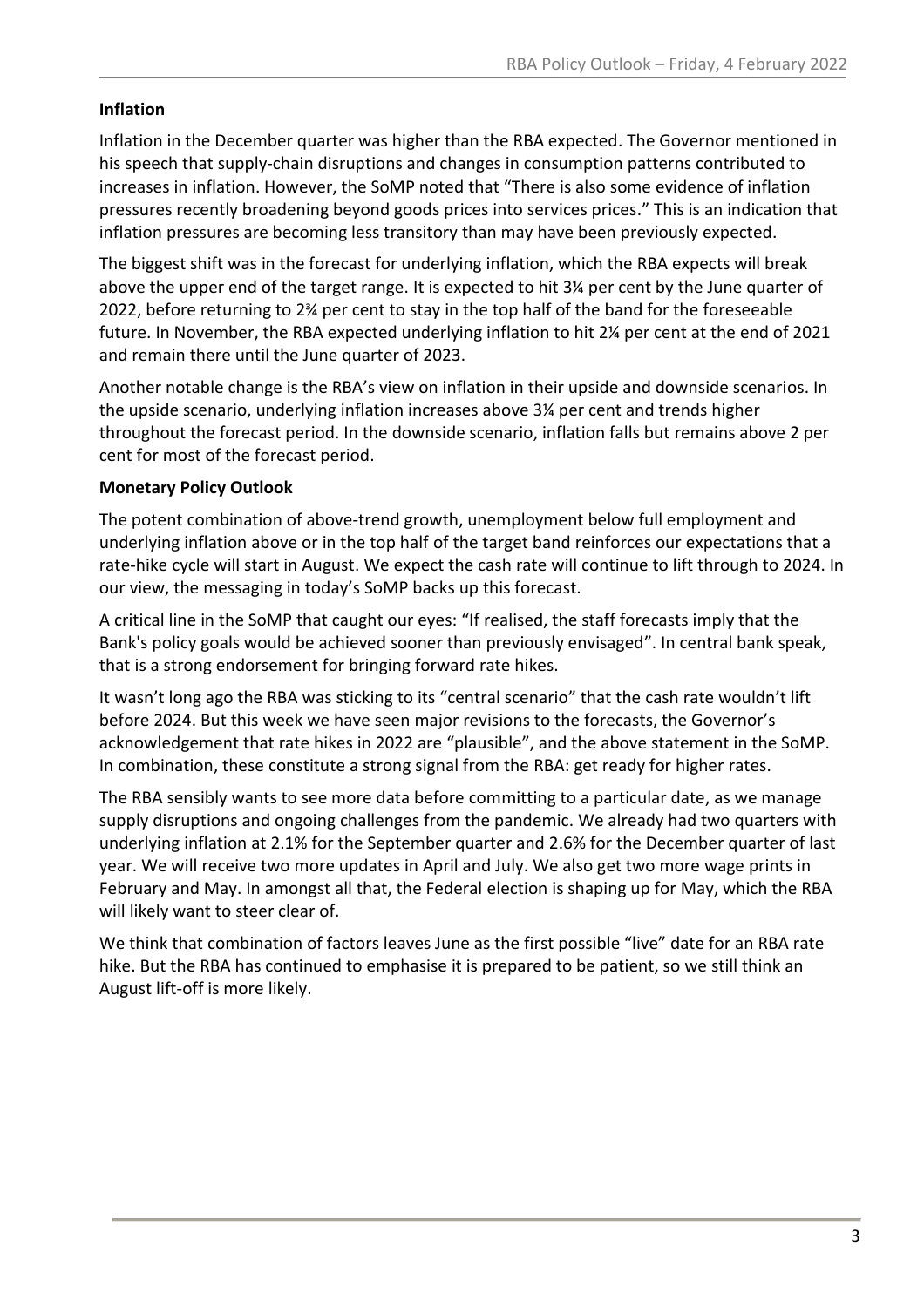**Inflation**

Inflation in the December quarter was higher than the RBA expected. The Governor mentioned in his speech that supply-chain disruptions and changes in consumption patterns contributed to increases in inflation. However, the SoMP noted that “There is also some evidence of inflation pressures recently broadening beyond goods prices into services prices.” This is an indication that inflation pressures are becoming less transitory than may have been previously expected.

The biggest shift was in the forecast for underlying inflation, which the RBA expects will break above the upper end of the target range. It is expected to hit 3¼ per cent by the June quarter of 2022, before returning to 2¾ per cent to stay in the top half of the band for the foreseeable future. In November, the RBA expected underlying inflation to hit 2¼ per cent at the end of 2021 and remain there until the June quarter of 2023.

Another notable change is the RBA’s view on inflation in their upside and downside scenarios. In the upside scenario, underlying inflation increases above 3¼ per cent and trends higher throughout the forecast period. In the downside scenario, inflation falls but remains above 2 per cent for most of the forecast period.

**Monetary Policy Outlook**

The potent combination of above-trend growth, unemployment below full employment and underlying inflation above or in the top half of the target band reinforces our expectations that a rate-hike cycle will start in August. We expect the cash rate will continue to lift through to 2024. In our view, the messaging in today’s SoMP backs up this forecast.

A critical line in the SoMP that caught our eyes: “If realised, the staff forecasts imply that the Bank's policy goals would be achieved sooner than previously envisaged”. In central bank speak, that is a strong endorsement for bringing forward rate hikes.

It wasn’t long ago the RBA was sticking to its “central scenario” that the cash rate wouldn’t lift before 2024. But this week we have seen major revisions to the forecasts, the Governor’s acknowledgement that rate hikes in 2022 are “plausible”, and the above statement in the SoMP. In combination, these constitute a strong signal from the RBA: get ready for higher rates.

The RBA sensibly wants to see more data before committing to a particular date, as we manage supply disruptions and ongoing challenges from the pandemic. We already had two quarters with underlying inflation at 2.1% for the September quarter and 2.6% for the December quarter of last year. We will receive two more updates in April and July. We also get two more wage prints in February and May. In amongst all that, the Federal election is shaping up for May, which the RBA will likely want to steer clear of.

We think that combination of factors leaves June as the first possible “live” date for an RBA rate hike. But the RBA has continued to emphasise it is prepared to be patient, so we still think an August lift-off is more likely.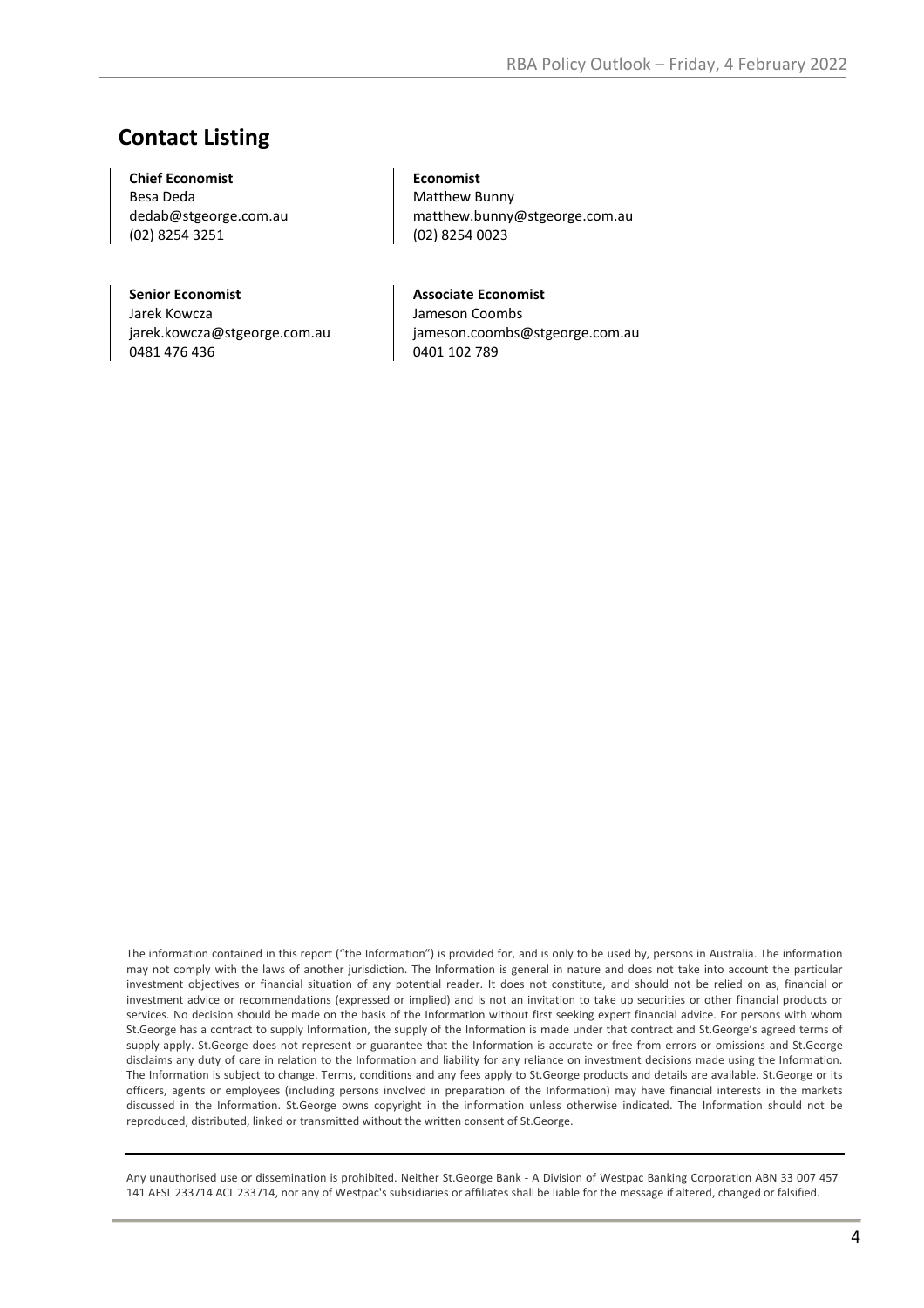## Contact Listing

**Chief Economist**
Besa Deda
dedab@stgeorge.com.au
(02) 8254 3251

**Economist**
Matthew Bunny
matthew.bunny@stgeorge.com.au
(02) 8254 0023

**Senior Economist**
Jarek Kowcza
jarek.kowcza@stgeorge.com.au
0481 476 436

**Associate Economist**
Jameson Coombs
jameson.coombs@stgeorge.com.au
0401 102 789

The information contained in this report ("the Information") is provided for, and is only to be used by, persons in Australia. The information may not comply with the laws of another jurisdiction. The Information is general in nature and does not take into account the particular investment objectives or financial situation of any potential reader. It does not constitute, and should not be relied on as, financial or investment advice or recommendations (expressed or implied) and is not an invitation to take up securities or other financial products or services. No decision should be made on the basis of the Information without first seeking expert financial advice. For persons with whom St.George has a contract to supply Information, the supply of the Information is made under that contract and St.George's agreed terms of supply apply. St.George does not represent or guarantee that the Information is accurate or free from errors or omissions and St.George disclaims any duty of care in relation to the Information and liability for any reliance on investment decisions made using the Information. The Information is subject to change. Terms, conditions and any fees apply to St.George products and details are available. St.George or its officers, agents or employees (including persons involved in preparation of the Information) may have financial interests in the markets discussed in the Information. St.George owns copyright in the information unless otherwise indicated. The Information should not be reproduced, distributed, linked or transmitted without the written consent of St.George.

Any unauthorised use or dissemination is prohibited. Neither St.George Bank - A Division of Westpac Banking Corporation ABN 33 007 457 141 AFSL 233714 ACL 233714, nor any of Westpac's subsidiaries or affiliates shall be liable for the message if altered, changed or falsified.